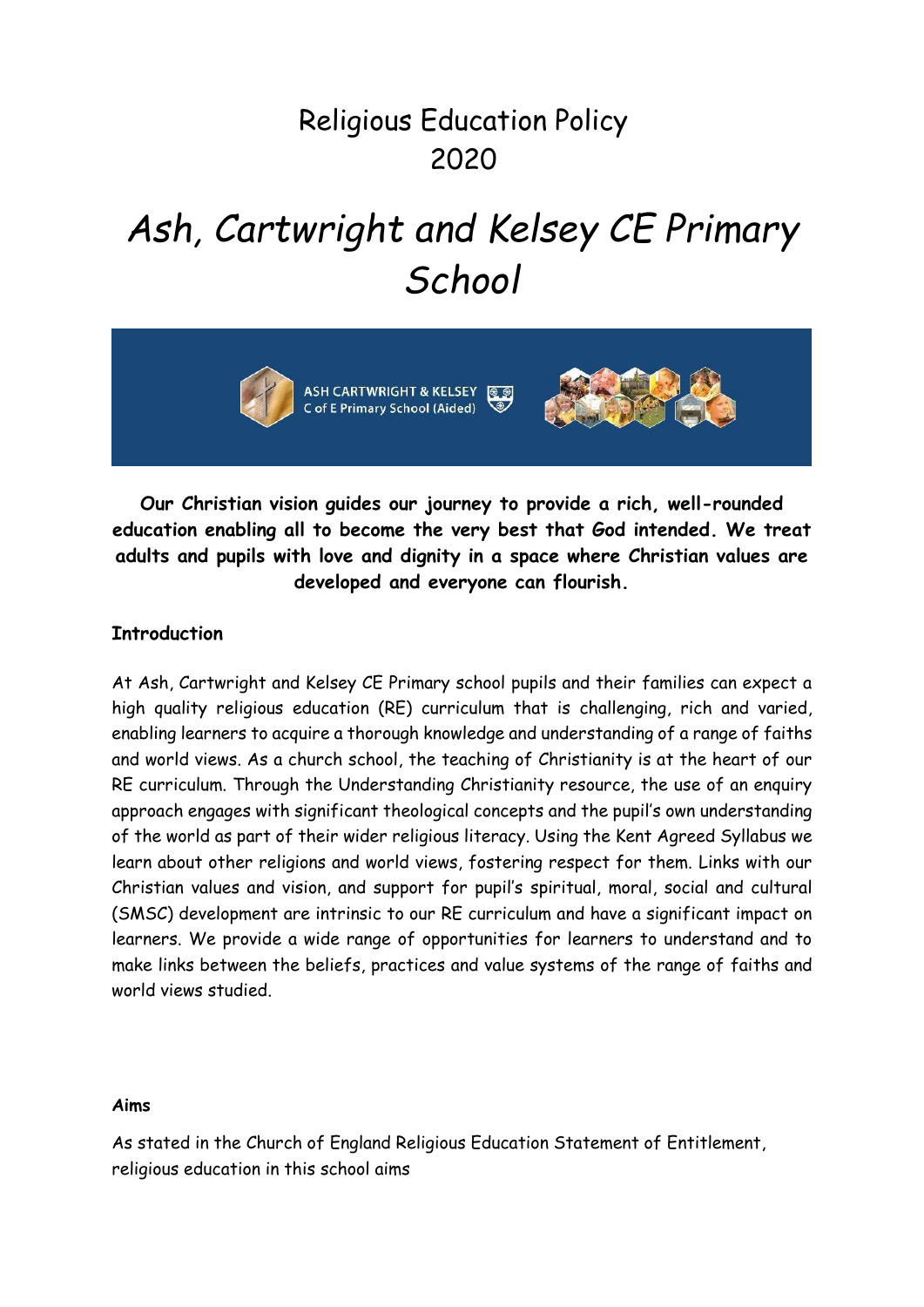# Religious Education Policy 2020

# *Ash, Cartwright and Kelsey CE Primary School*

**Our Christian vision guides our journey to provide a rich, well-rounded education enabling all to become the very best that God intended. We treat adults and pupils with love and dignity in a space where Christian values are developed and everyone can flourish.**

## Introduction

At Ash, Cartwright and Kelsey CE Primary school pupils and their families can expect a high quality religious education (RE) curriculum that is challenging, rich and varied, enabling learners to acquire a thorough knowledge and understanding of a range of faiths and world views. As a church school, the teaching of Christianity is at the heart of our RE curriculum. Through the Understanding Christianity resource, the use of an enquiry approach engages with significant theological concepts and the pupil's own understanding of the world as part of their wider religious literacy. Using the Kent Agreed Syllabus we learn about other religions and world views, fostering respect for them. Links with our Christian values and vision, and support for pupil's spiritual, moral, social and cultural (SMSC) development are intrinsic to our RE curriculum and have a significant impact on learners. We provide a wide range of opportunities for learners to understand and to make links between the beliefs, practices and value systems of the range of faiths and world views studied.

## Aims

As stated in the Church of England Religious Education Statement of Entitlement, religious education in this school aims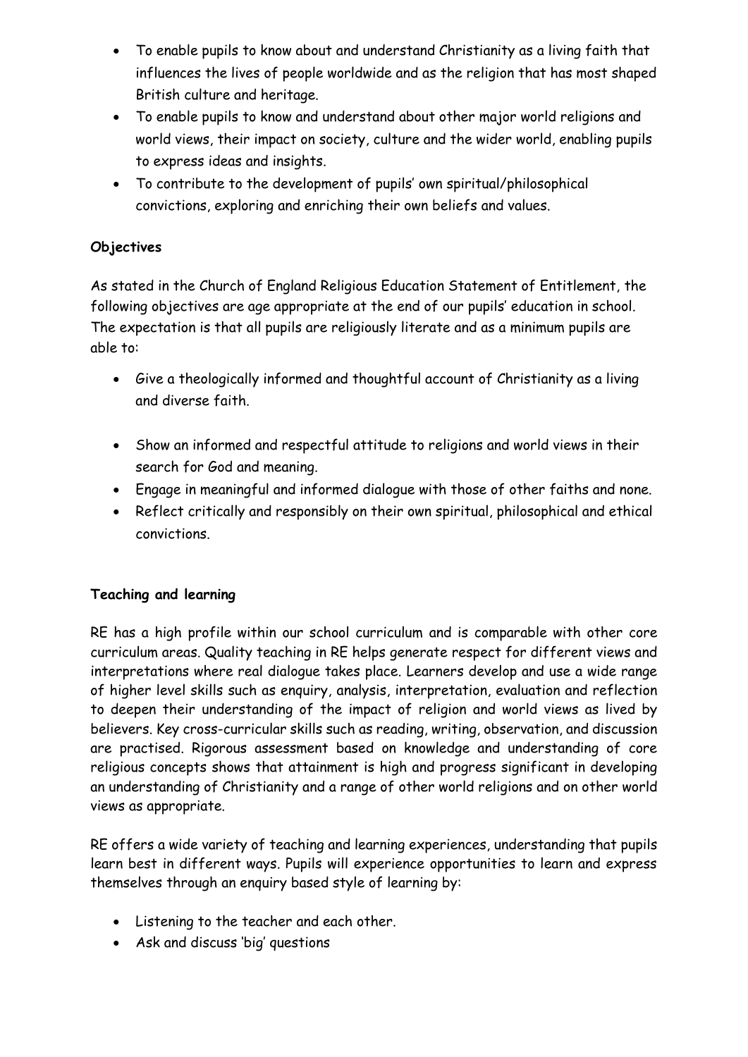- To enable pupils to know about and understand Christianity as a living faith that influences the lives of people worldwide and as the religion that has most shaped British culture and heritage.
- To enable pupils to know and understand about other major world religions and world views, their impact on society, culture and the wider world, enabling pupils to express ideas and insights.
- To contribute to the development of pupils' own spiritual/philosophical convictions, exploring and enriching their own beliefs and values.

**Objectives**

As stated in the Church of England Religious Education Statement of Entitlement, the following objectives are age appropriate at the end of our pupils' education in school. The expectation is that all pupils are religiously literate and as a minimum pupils are able to:

- Give a theologically informed and thoughtful account of Christianity as a living and diverse faith.
- Show an informed and respectful attitude to religions and world views in their search for God and meaning.
- Engage in meaningful and informed dialogue with those of other faiths and none.
- Reflect critically and responsibly on their own spiritual, philosophical and ethical convictions.

**Teaching and learning**

RE has a high profile within our school curriculum and is comparable with other core curriculum areas. Quality teaching in RE helps generate respect for different views and interpretations where real dialogue takes place. Learners develop and use a wide range of higher level skills such as enquiry, analysis, interpretation, evaluation and reflection to deepen their understanding of the impact of religion and world views as lived by believers. Key cross-curricular skills such as reading, writing, observation, and discussion are practised. Rigorous assessment based on knowledge and understanding of core religious concepts shows that attainment is high and progress significant in developing an understanding of Christianity and a range of other world religions and on other world views as appropriate.

RE offers a wide variety of teaching and learning experiences, understanding that pupils learn best in different ways. Pupils will experience opportunities to learn and express themselves through an enquiry based style of learning by:

- Listening to the teacher and each other.
- Ask and discuss 'big' questions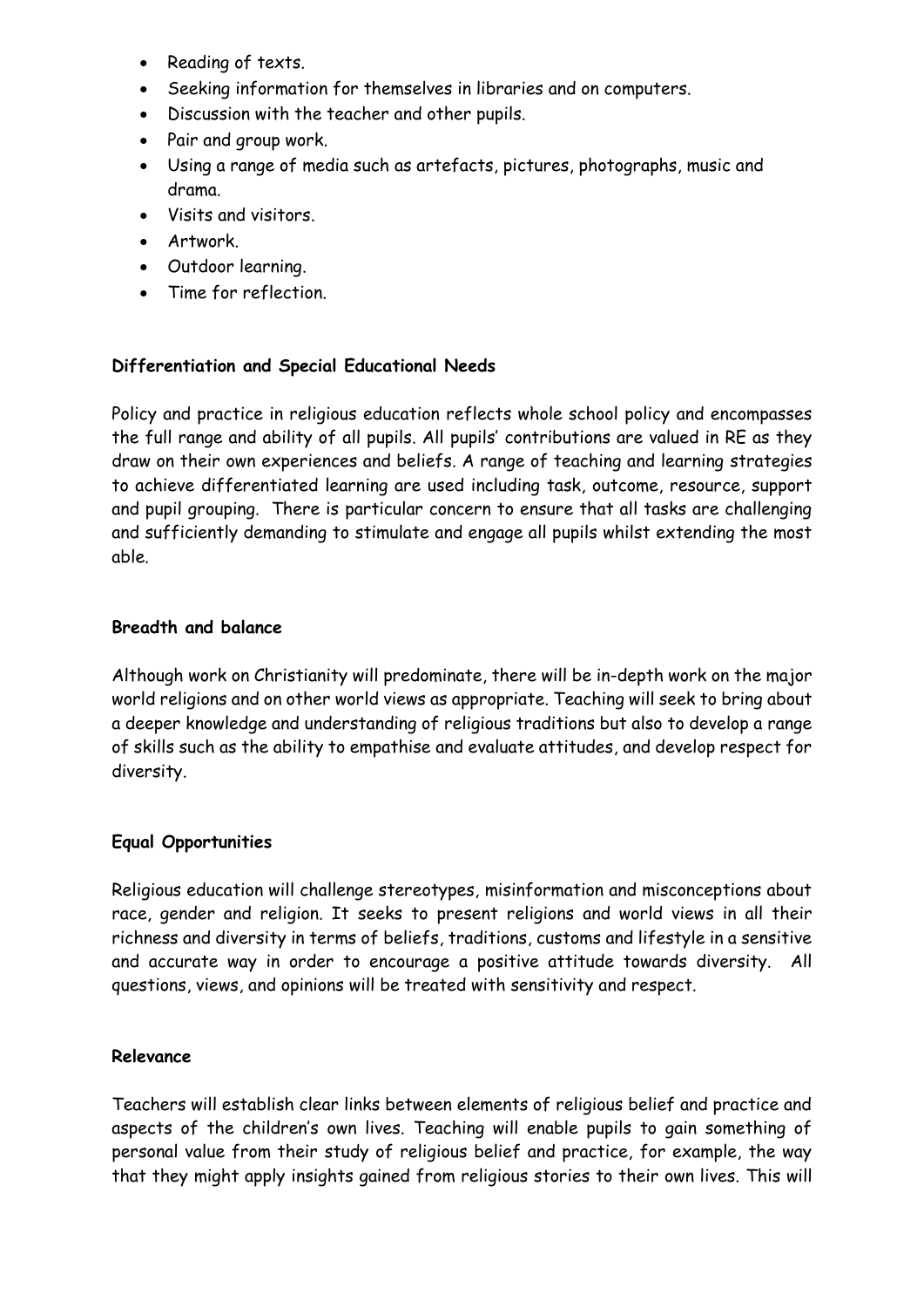- Reading of texts.
- Seeking information for themselves in libraries and on computers.
- Discussion with the teacher and other pupils.
- Pair and group work.
- Using a range of media such as artefacts, pictures, photographs, music and drama.
- Visits and visitors.
- Artwork.
- Outdoor learning.
- Time for reflection.

**Differentiation and Special Educational Needs**

Policy and practice in religious education reflects whole school policy and encompasses the full range and ability of all pupils. All pupils' contributions are valued in RE as they draw on their own experiences and beliefs. A range of teaching and learning strategies to achieve differentiated learning are used including task, outcome, resource, support and pupil grouping. There is particular concern to ensure that all tasks are challenging and sufficiently demanding to stimulate and engage all pupils whilst extending the most able.

**Breadth and balance**

Although work on Christianity will predominate, there will be in-depth work on the major world religions and on other world views as appropriate. Teaching will seek to bring about a deeper knowledge and understanding of religious traditions but also to develop a range of skills such as the ability to empathise and evaluate attitudes, and develop respect for diversity.

**Equal Opportunities**

Religious education will challenge stereotypes, misinformation and misconceptions about race, gender and religion. It seeks to present religions and world views in all their richness and diversity in terms of beliefs, traditions, customs and lifestyle in a sensitive and accurate way in order to encourage a positive attitude towards diversity. All questions, views, and opinions will be treated with sensitivity and respect.

**Relevance**

Teachers will establish clear links between elements of religious belief and practice and aspects of the children's own lives. Teaching will enable pupils to gain something of personal value from their study of religious belief and practice, for example, the way that they might apply insights gained from religious stories to their own lives. This will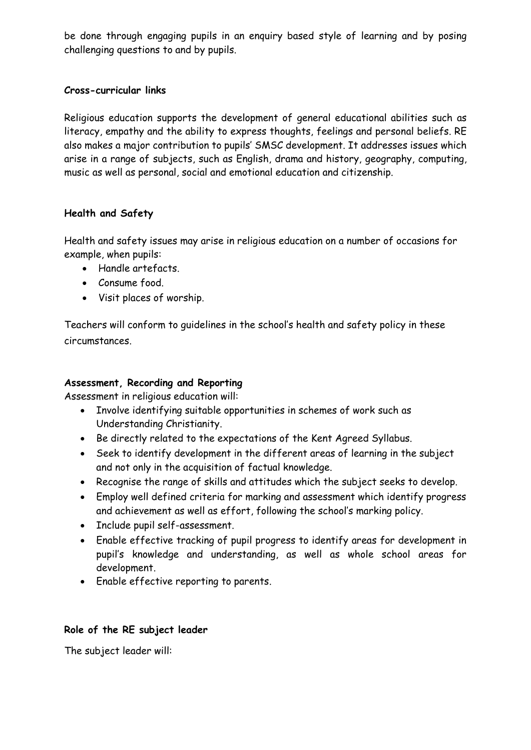be done through engaging pupils in an enquiry based style of learning and by posing challenging questions to and by pupils.

**Cross-curricular links**

Religious education supports the development of general educational abilities such as literacy, empathy and the ability to express thoughts, feelings and personal beliefs. RE also makes a major contribution to pupils' SMSC development. It addresses issues which arise in a range of subjects, such as English, drama and history, geography, computing, music as well as personal, social and emotional education and citizenship.

**Health and Safety**

Health and safety issues may arise in religious education on a number of occasions for example, when pupils:

- Handle artefacts.
- Consume food.
- Visit places of worship.

Teachers will conform to guidelines in the school's health and safety policy in these circumstances.

**Assessment, Recording and Reporting**

Assessment in religious education will:

- Involve identifying suitable opportunities in schemes of work such as Understanding Christianity.
- Be directly related to the expectations of the Kent Agreed Syllabus.
- Seek to identify development in the different areas of learning in the subject and not only in the acquisition of factual knowledge.
- Recognise the range of skills and attitudes which the subject seeks to develop.
- Employ well defined criteria for marking and assessment which identify progress and achievement as well as effort, following the school's marking policy.
- Include pupil self-assessment.
- Enable effective tracking of pupil progress to identify areas for development in pupil's knowledge and understanding, as well as whole school areas for development.
- Enable effective reporting to parents.

**Role of the RE subject leader**

The subject leader will: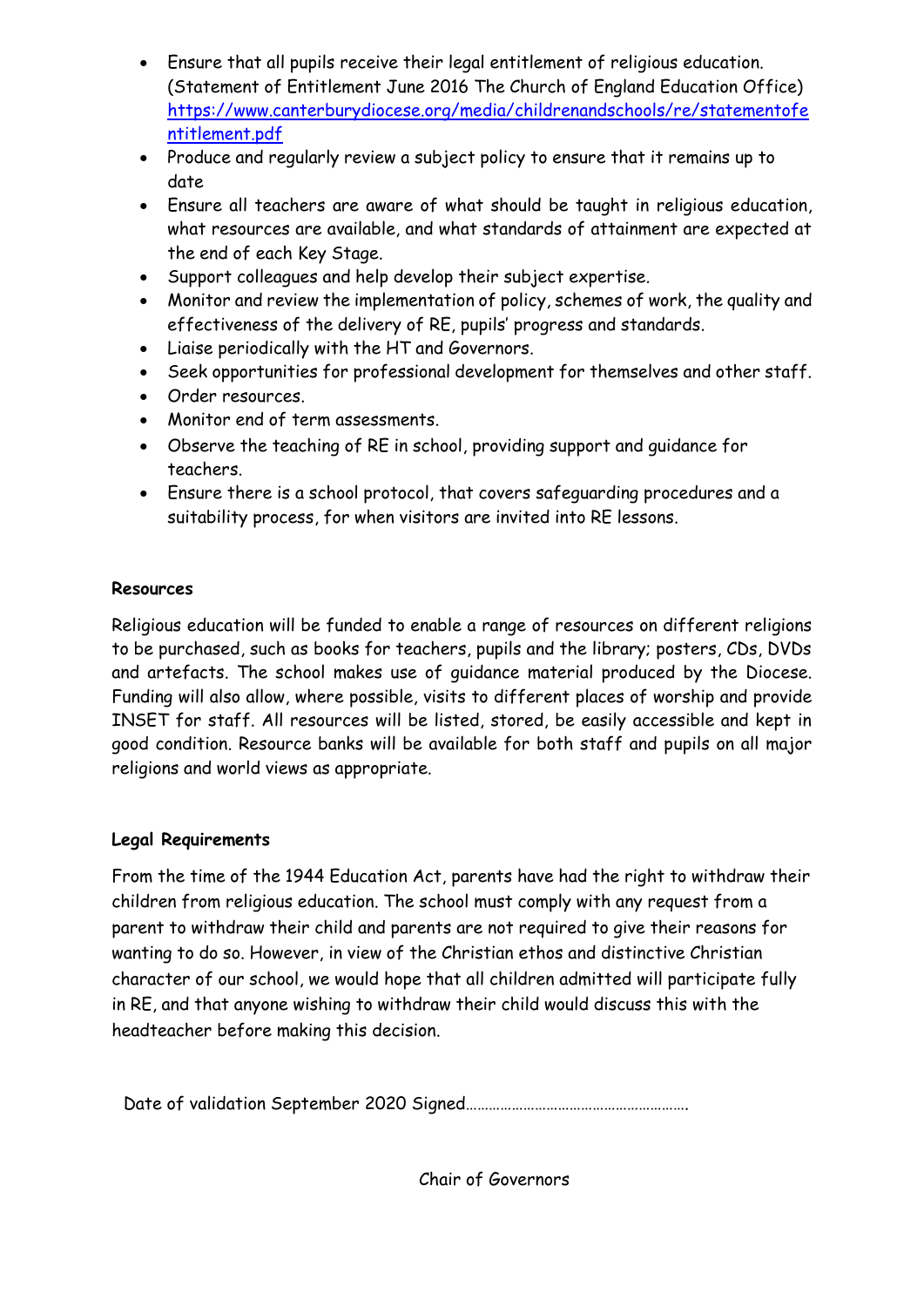- Ensure that all pupils receive their legal entitlement of religious education. (Statement of Entitlement June 2016 The Church of England Education Office) [https://www.canterburydiocese.org/media/childrenandschools/re/statementofentitlement.pdf](https://www.canterburydiocese.org/media/childrenandschools/re/statementofentitlement.pdf)
- Produce and regularly review a subject policy to ensure that it remains up to date
- Ensure all teachers are aware of what should be taught in religious education, what resources are available, and what standards of attainment are expected at the end of each Key Stage.
- Support colleagues and help develop their subject expertise.
- Monitor and review the implementation of policy, schemes of work, the quality and effectiveness of the delivery of RE, pupils' progress and standards.
- Liaise periodically with the HT and Governors.
- Seek opportunities for professional development for themselves and other staff.
- Order resources.
- Monitor end of term assessments.
- Observe the teaching of RE in school, providing support and guidance for teachers.
- Ensure there is a school protocol, that covers safeguarding procedures and a suitability process, for when visitors are invited into RE lessons.

**Resources**

Religious education will be funded to enable a range of resources on different religions to be purchased, such as books for teachers, pupils and the library; posters, CDs, DVDs and artefacts. The school makes use of guidance material produced by the Diocese. Funding will also allow, where possible, visits to different places of worship and provide INSET for staff. All resources will be listed, stored, be easily accessible and kept in good condition. Resource banks will be available for both staff and pupils on all major religions and world views as appropriate.

**Legal Requirements**

From the time of the 1944 Education Act, parents have had the right to withdraw their children from religious education. The school must comply with any request from a parent to withdraw their child and parents are not required to give their reasons for wanting to do so. However, in view of the Christian ethos and distinctive Christian character of our school, we would hope that all children admitted will participate fully in RE, and that anyone wishing to withdraw their child would discuss this with the headteacher before making this decision.

Date of validation September 2020 Signed…………………………………………………

Chair of Governors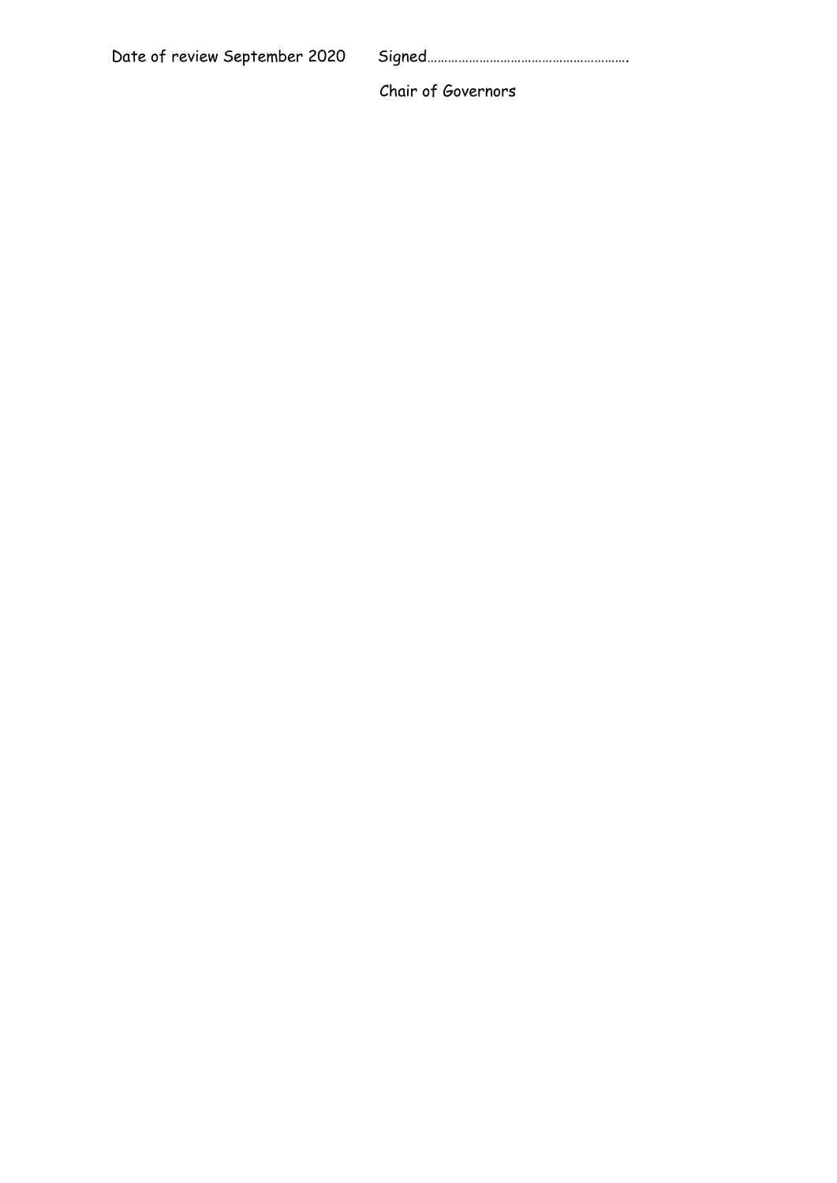Date of review September 2020 Signed…………………………………………………….

Chair of Governors